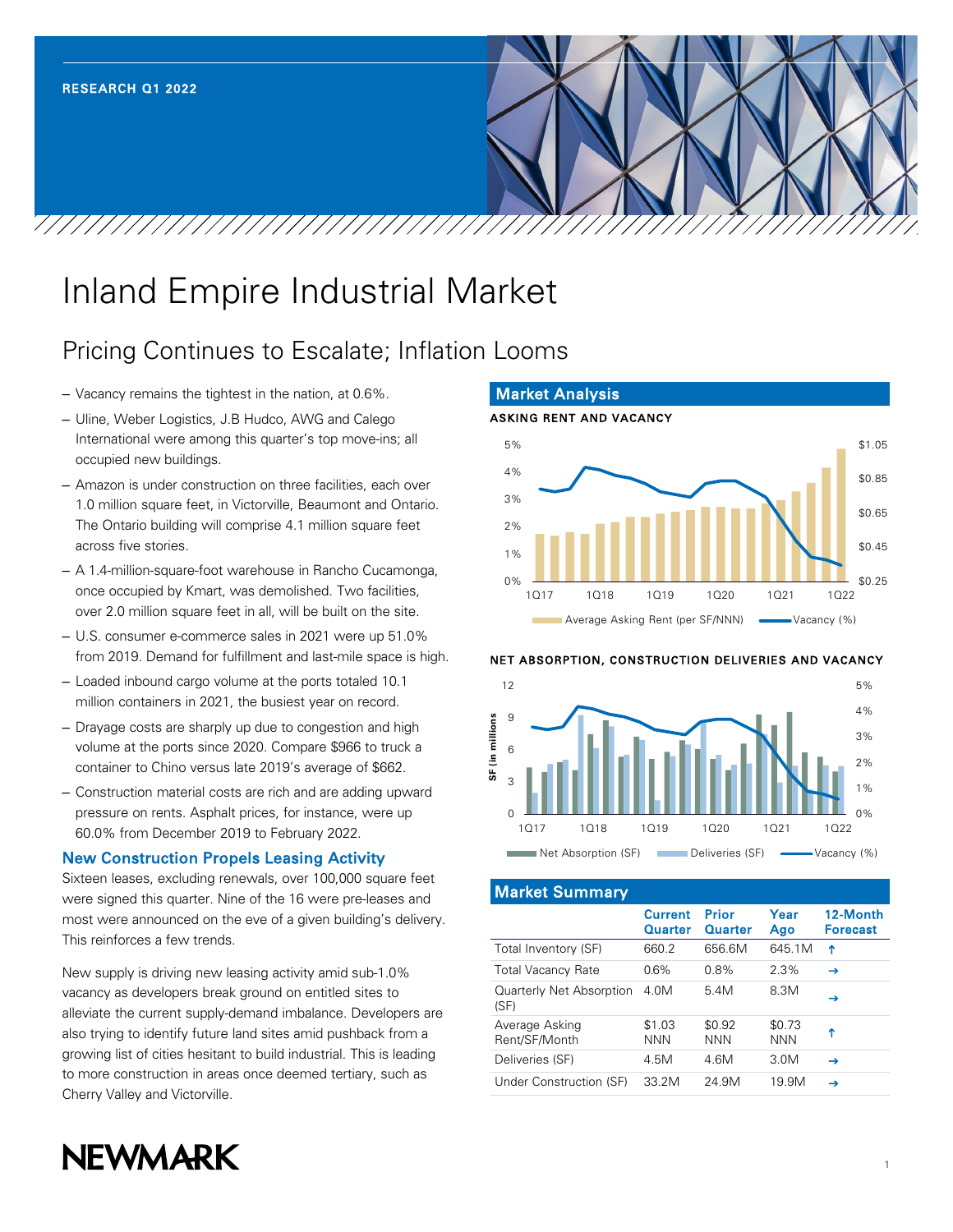RESEARCH Q1 2022

# Inland Empire Industrial Market

## Pricing Continues to Escalate; Inflation Looms

- Vacancy remains the tightest in the nation, at 0.6%.
- Uline, Weber Logistics, J.B Hudco, AWG and Calego International were among this quarter's top move-ins; all occupied new buildings.
- Amazon is under construction on three facilities, each over 1.0 million square feet, in Victorville, Beaumont and Ontario. The Ontario building will comprise 4.1 million square feet across five stories.
- A 1.4-million-square-foot warehouse in Rancho Cucamonga, once occupied by Kmart, was demolished. Two facilities, over 2.0 million square feet in all, will be built on the site.
- U.S. consumer e-commerce sales in 2021 were up 51.0% from 2019. Demand for fulfillment and last-mile space is high.
- Loaded inbound cargo volume at the ports totaled 10.1 million containers in 2021, the busiest year on record.
- Drayage costs are sharply up due to congestion and high volume at the ports since 2020. Compare $966 to truck a container to Chino versus late 2019's average of $662.
- Construction material costs are rich and are adding upward pressure on rents. Asphalt prices, for instance, were up 60.0% from December 2019 to February 2022.

### New Construction Propels Leasing Activity

Sixteen leases, excluding renewals, over 100,000 square feet were signed this quarter. Nine of the 16 were pre-leases and most were announced on the eve of a given building's delivery. This reinforces a few trends.

New supply is driving new leasing activity amid sub-1.0% vacancy as developers break ground on entitled sites to alleviate the current supply-demand imbalance. Developers are also trying to identify future land sites amid pushback from a growing list of cities hesitant to build industrial. This is leading to more construction in areas once deemed tertiary, such as Cherry Valley and Victorville.

## Market Analysis

**ASKING RENT AND VACANCY**

**NET ABSORPTION, CONSTRUCTION DELIVERIES AND VACANCY**

## Market Summary

| | Current Quarter | Prior Quarter | Year Ago | 12-Month Forecast |
|---|---|---|---|---|
| Total Inventory (SF) | 660.2 | 656.6M | 645.1M | ↑ |
| Total Vacancy Rate | 0.6% | 0.8% | 2.3% | → |
| Quarterly Net Absorption (SF) | 4.0M | 5.4M | 8.3M | → |
| Average Asking Rent/SF/Month | $1.03 NNN | $0.92 NNN | $0.73 NNN | ↑ |
| Deliveries (SF) | 4.5M | 4.6M | 3.0M | → |
| Under Construction (SF) | 33.2M | 24.9M | 19.9M | → |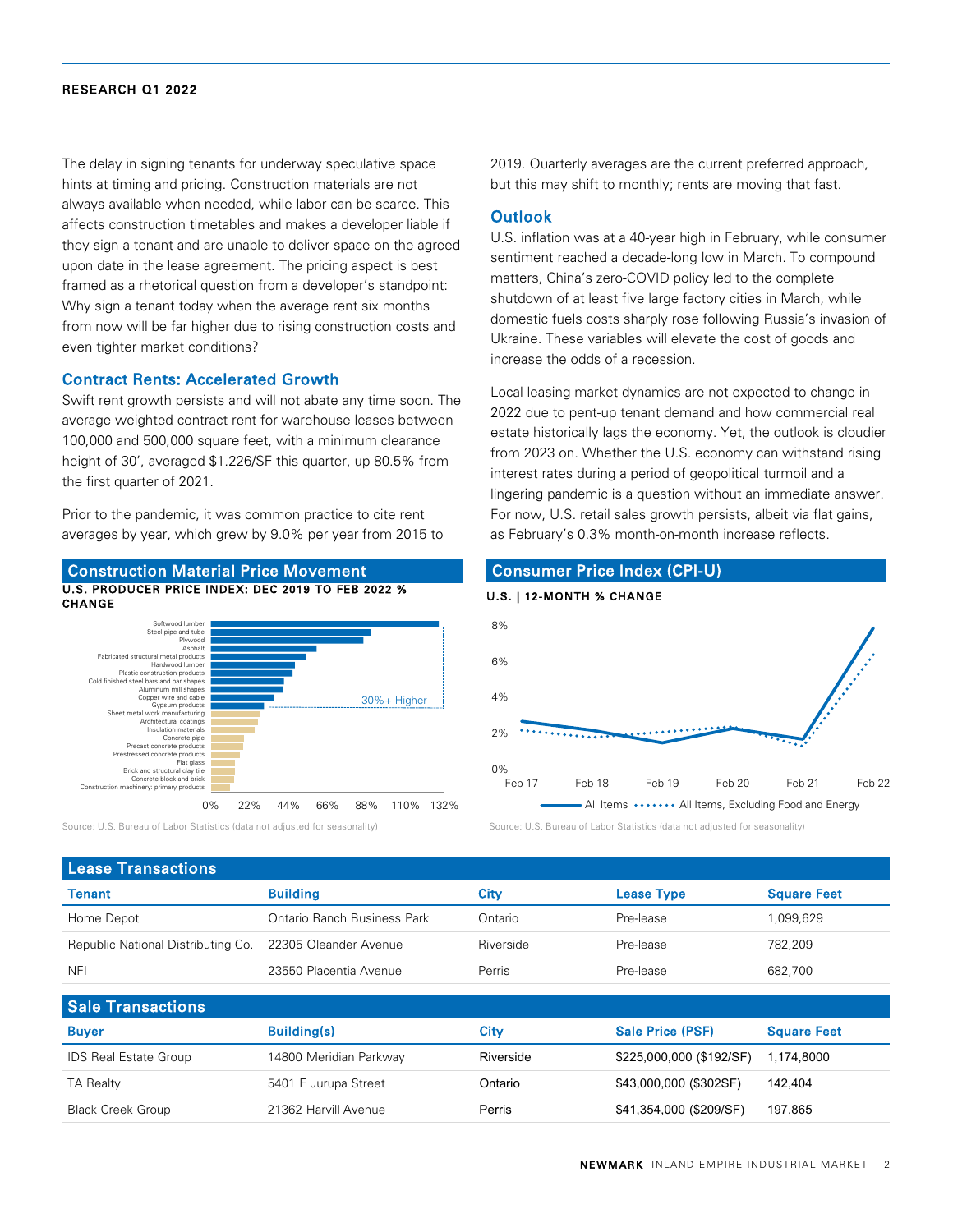The delay in signing tenants for underway speculative space hints at timing and pricing. Construction materials are not always available when needed, while labor can be scarce. This affects construction timetables and makes a developer liable if they sign a tenant and are unable to deliver space on the agreed upon date in the lease agreement. The pricing aspect is best framed as a rhetorical question from a developer's standpoint: Why sign a tenant today when the average rent six months from now will be far higher due to rising construction costs and even tighter market conditions?

## Contract Rents: Accelerated Growth

Swift rent growth persists and will not abate any time soon. The average weighted contract rent for warehouse leases between 100,000 and 500,000 square feet, with a minimum clearance height of 30', averaged $1.226/SF this quarter, up 80.5% from the first quarter of 2021.

Prior to the pandemic, it was common practice to cite rent averages by year, which grew by 9.0% per year from 2015 to 2019. Quarterly averages are the current preferred approach, but this may shift to monthly; rents are moving that fast.

## Outlook

U.S. inflation was at a 40-year high in February, while consumer sentiment reached a decade-long low in March. To compound matters, China's zero-COVID policy led to the complete shutdown of at least five large factory cities in March, while domestic fuels costs sharply rose following Russia's invasion of Ukraine. These variables will elevate the cost of goods and increase the odds of a recession.

Local leasing market dynamics are not expected to change in 2022 due to pent-up tenant demand and how commercial real estate historically lags the economy. Yet, the outlook is cloudier from 2023 on. Whether the U.S. economy can withstand rising interest rates during a period of geopolitical turmoil and a lingering pandemic is a question without an immediate answer. For now, U.S. retail sales growth persists, albeit via flat gains, as February's 0.3% month-on-month increase reflects.

### Construction Material Price Movement

**U.S. PRODUCER PRICE INDEX: DEC 2019 TO FEB 2022 % CHANGE**

Source: U.S. Bureau of Labor Statistics (data not adjusted for seasonality)

### Consumer Price Index (CPI-U)

**U.S. | 12-MONTH % CHANGE**

Source: U.S. Bureau of Labor Statistics (data not adjusted for seasonality)

### Lease Transactions

| Tenant | Building | City | Lease Type | Square Feet |
|---|---|---|---|---|
| Home Depot | Ontario Ranch Business Park | Ontario | Pre-lease | 1,099,629 |
| Republic National Distributing Co. | 22305 Oleander Avenue | Riverside | Pre-lease | 782,209 |
| NFI | 23550 Placentia Avenue | Perris | Pre-lease | 682,700 |

### Sale Transactions

| Buyer | Building(s) | City | Sale Price (PSF) | Square Feet |
|---|---|---|---|---|
| IDS Real Estate Group | 14800 Meridian Parkway | Riverside | $225,000,000 ($192/SF) | 1,174,8000 |
| TA Realty | 5401 E Jurupa Street | Ontario | $43,000,000 ($302SF) | 142,404 |
| Black Creek Group | 21362 Harvill Avenue | Perris | $41,354,000 ($209/SF) | 197,865 |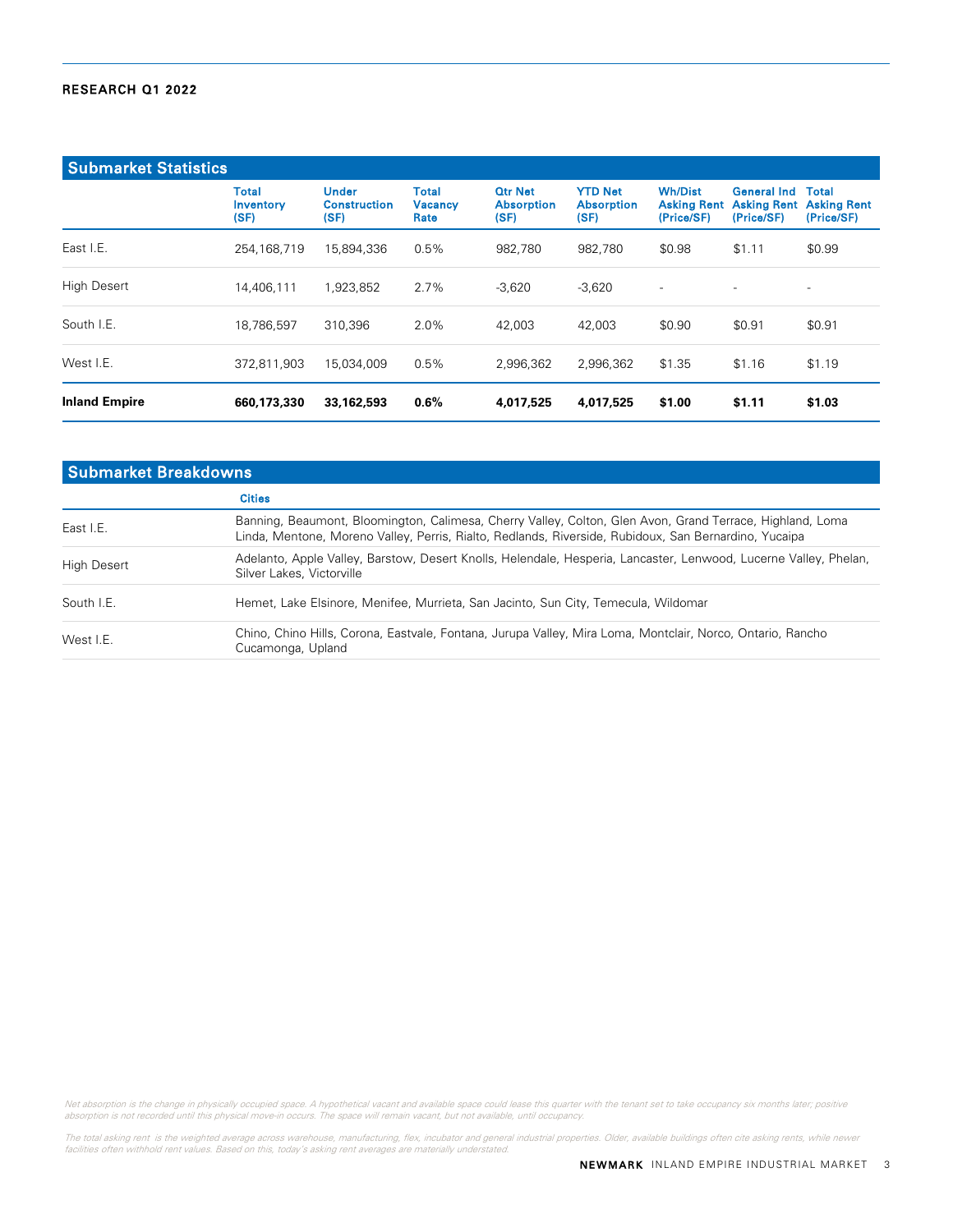## Submarket Statistics

| | Total Inventory (SF) | Under Construction (SF) | Total Vacancy Rate | Qtr Net Absorption (SF) | YTD Net Absorption (SF) | Wh/Dist Asking Rent (Price/SF) | General Ind Asking Rent (Price/SF) | Total Asking Rent (Price/SF) |
|---|---|---|---|---|---|---|---|---|
| East I.E. | 254,168,719 | 15,894,336 | 0.5% | 982,780 | 982,780 | $0.98 | $1.11 | $0.99 |
| High Desert | 14,406,111 | 1,923,852 | 2.7% | -3,620 | -3,620 | - | - | - |
| South I.E. | 18,786,597 | 310,396 | 2.0% | 42,003 | 42,003 | $0.90 | $0.91 | $0.91 |
| West I.E. | 372,811,903 | 15,034,009 | 0.5% | 2,996,362 | 2,996,362 | $1.35 | $1.16 | $1.19 |
| **Inland Empire** | **660,173,330** | **33,162,593** | **0.6%** | **4,017,525** | **4,017,525** | **$1.00** | **$1.11** | **$1.03** |

## Submarket Breakdowns

| | Cities |
|---|---|
| East I.E. | Banning, Beaumont, Bloomington, Calimesa, Cherry Valley, Colton, Glen Avon, Grand Terrace, Highland, Loma Linda, Mentone, Moreno Valley, Perris, Rialto, Redlands, Riverside, Rubidoux, San Bernardino, Yucaipa |
| High Desert | Adelanto, Apple Valley, Barstow, Desert Knolls, Helendale, Hesperia, Lancaster, Lenwood, Lucerne Valley, Phelan, Silver Lakes, Victorville |
| South I.E. | Hemet, Lake Elsinore, Menifee, Murrieta, San Jacinto, Sun City, Temecula, Wildomar |
| West I.E. | Chino, Chino Hills, Corona, Eastvale, Fontana, Jurupa Valley, Mira Loma, Montclair, Norco, Ontario, Rancho Cucamonga, Upland |

*Net absorption is the change in physically occupied space. A hypothetical vacant and available space could lease this quarter with the tenant set to take occupancy six months later; positive absorption is not recorded until this physical move-in occurs. The space will remain vacant, but not available, until occupancy.*

*The total asking rent is the weighted average across warehouse, manufacturing, flex, incubator and general industrial properties. Older, available buildings often cite asking rents, while newer facilities often withhold rent values. Based on this, today's asking rent averages are materially understated.*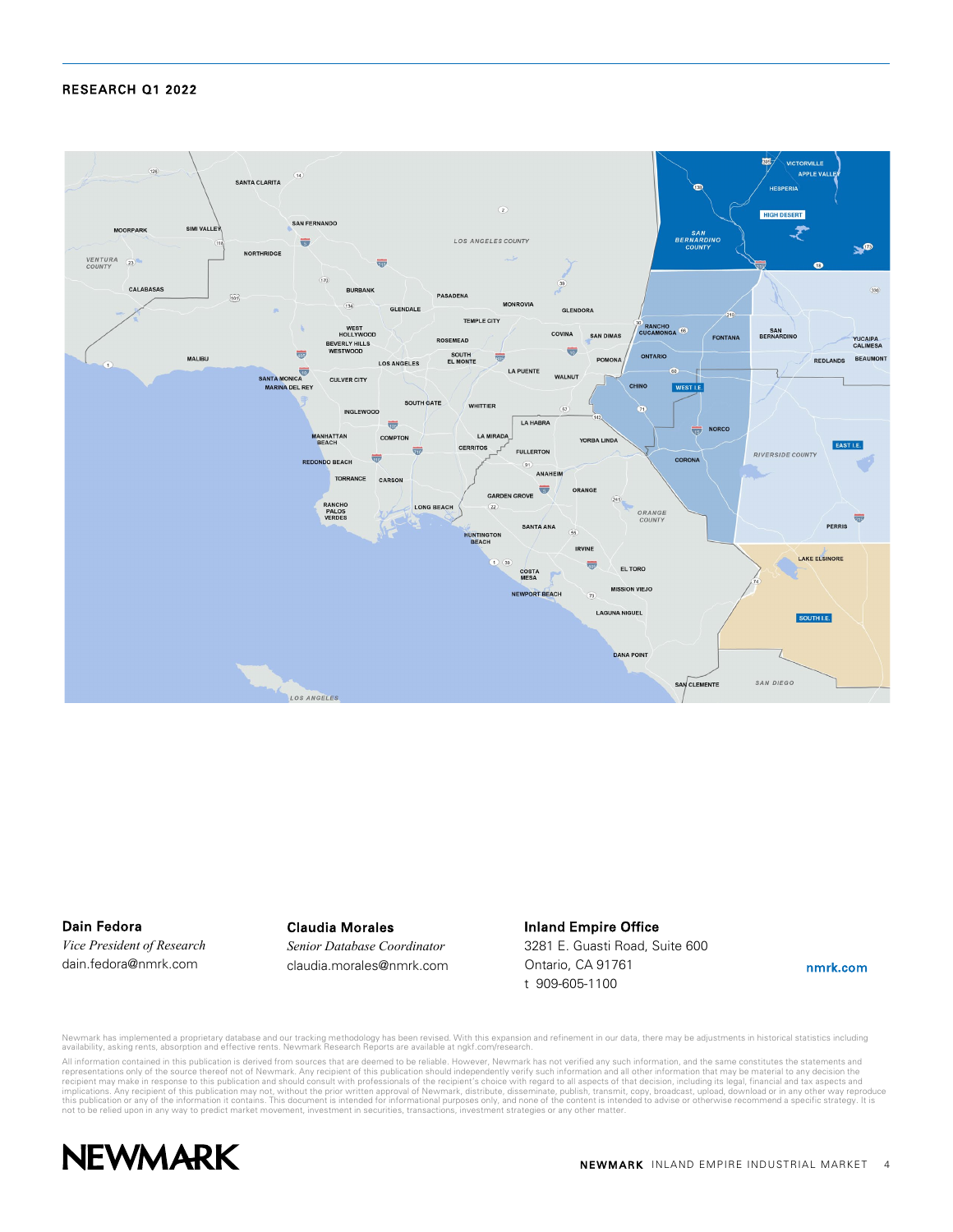RESEARCH Q1 2022

**Dain Fedora**
*Vice President of Research*
dain.fedora@nmrk.com

**Claudia Morales**
*Senior Database Coordinator*
claudia.morales@nmrk.com

**Inland Empire Office**
3281 E. Guasti Road, Suite 600
Ontario, CA 91761
t 909-605-1100

nmrk.com

Newmark has implemented a proprietary database and our tracking methodology has been revised. With this expansion and refinement in our data, there may be adjustments in historical statistics including availability, asking rents, absorption and effective rents. Newmark Research Reports are available at ngkf.com/research.

All information contained in this publication is derived from sources that are deemed to be reliable. However, Newmark has not verified any such information, and the same constitutes the statements and representations only of the source thereof not of Newmark. Any recipient of this publication should independently verify such information and all other information that may be material to any decision the recipient may make in response to this publication and should consult with professionals of the recipient's choice with regard to all aspects of that decision, including its legal, financial and tax aspects and implications. Any recipient of this publication may not, without the prior written approval of Newmark, distribute, disseminate, publish, transmit, copy, broadcast, upload, download or in any other way reproduce this publication or any of the information it contains. This document is intended for informational purposes only, and none of the content is intended to advise or otherwise recommend a specific strategy. It is not to be relied upon in any way to predict market movement, investment in securities, transactions, investment strategies or any other matter.